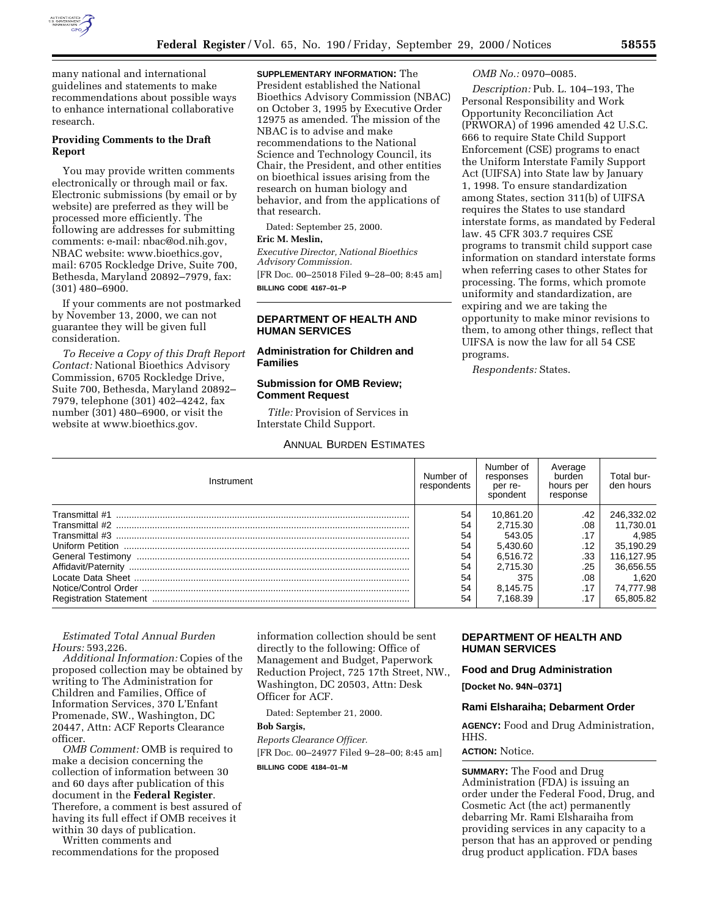many national and international guidelines and statements to make recommendations about possible ways to enhance international collaborative research.

**Providing Comments to the Draft Report**

You may provide written comments electronically or through mail or fax. Electronic submissions (by email or by website) are preferred as they will be processed more efficiently. The following are addresses for submitting comments: e-mail: nbac@od.nih.gov, NBAC website: www.bioethics.gov, mail: 6705 Rockledge Drive, Suite 700, Bethesda, Maryland 20892–7979, fax: (301) 480–6900.

If your comments are not postmarked by November 13, 2000, we can not guarantee they will be given full consideration.

*To Receive a Copy of this Draft Report Contact:* National Bioethics Advisory Commission, 6705 Rockledge Drive, Suite 700, Bethesda, Maryland 20892–7979, telephone (301) 402–4242, fax number (301) 480–6900, or visit the website at www.bioethics.gov.

**SUPPLEMENTARY INFORMATION:** The President established the National Bioethics Advisory Commission (NBAC) on October 3, 1995 by Executive Order 12975 as amended. The mission of the NBAC is to advise and make recommendations to the National Science and Technology Council, its Chair, the President, and other entities on bioethical issues arising from the research on human biology and behavior, and from the applications of that research.

Dated: September 25, 2000.

**Eric M. Meslin,**

*Executive Director, National Bioethics Advisory Commission.*

[FR Doc. 00–25018 Filed 9–28–00; 8:45 am]

**BILLING CODE 4167–01–P**

## DEPARTMENT OF HEALTH AND HUMAN SERVICES

### Administration for Children and Families

### Submission for OMB Review; Comment Request

*Title:* Provision of Services in Interstate Child Support.

*OMB No.:* 0970–0085.

*Description:* Pub. L. 104–193, The Personal Responsibility and Work Opportunity Reconciliation Act (PRWORA) of 1996 amended 42 U.S.C. 666 to require State Child Support Enforcement (CSE) programs to enact the Uniform Interstate Family Support Act (UIFSA) into State law by January 1, 1998. To ensure standardization among States, section 311(b) of UIFSA requires the States to use standard interstate forms, as mandated by Federal law. 45 CFR 303.7 requires CSE programs to transmit child support case information on standard interstate forms when referring cases to other States for processing. The forms, which promote uniformity and standardization, are expiring and we are taking the opportunity to make minor revisions to them, to among other things, reflect that UIFSA is now the law for all 54 CSE programs.

*Respondents:* States.

ANNUAL BURDEN ESTIMATES

| Instrument | Number of respondents | Number of responses per respondent | Average burden hours per response | Total burden hours |
|---|---|---|---|---|
| Transmittal #1 | 54 | 10,861.20 | .42 | 246,332.02 |
| Transmittal #2 | 54 | 2,715.30 | .08 | 11,730.01 |
| Transmittal #3 | 54 | 543.05 | .17 | 4,985 |
| Uniform Petition | 54 | 5,430.60 | .12 | 35,190.29 |
| General Testimony | 54 | 6,516.72 | .33 | 116,127.95 |
| Affidavit/Paternity | 54 | 2,715.30 | .25 | 36,656.55 |
| Locate Data Sheet | 54 | 375 | .08 | 1,620 |
| Notice/Control Order | 54 | 8,145.75 | .17 | 74,777.98 |
| Registration Statement | 54 | 7,168.39 | .17 | 65,805.82 |

*Estimated Total Annual Burden Hours:* 593,226.

*Additional Information:* Copies of the proposed collection may be obtained by writing to The Administration for Children and Families, Office of Information Services, 370 L'Enfant Promenade, SW., Washington, DC 20447, Attn: ACF Reports Clearance officer.

*OMB Comment:* OMB is required to make a decision concerning the collection of information between 30 and 60 days after publication of this document in the **Federal Register**. Therefore, a comment is best assured of having its full effect if OMB receives it within 30 days of publication.

Written comments and recommendations for the proposed information collection should be sent directly to the following: Office of Management and Budget, Paperwork Reduction Project, 725 17th Street, NW., Washington, DC 20503, Attn: Desk Officer for ACF.

Dated: September 21, 2000.

**Bob Sargis,**

*Reports Clearance Officer.*

[FR Doc. 00–24977 Filed 9–28–00; 8:45 am]

**BILLING CODE 4184–01–M**

## DEPARTMENT OF HEALTH AND HUMAN SERVICES

### Food and Drug Administration

**[Docket No. 94N–0371]**

### Rami Elsharaiha; Debarment Order

**AGENCY:** Food and Drug Administration, HHS.

**ACTION:** Notice.

**SUMMARY:** The Food and Drug Administration (FDA) is issuing an order under the Federal Food, Drug, and Cosmetic Act (the act) permanently debarring Mr. Rami Elsharaiha from providing services in any capacity to a person that has an approved or pending drug product application. FDA bases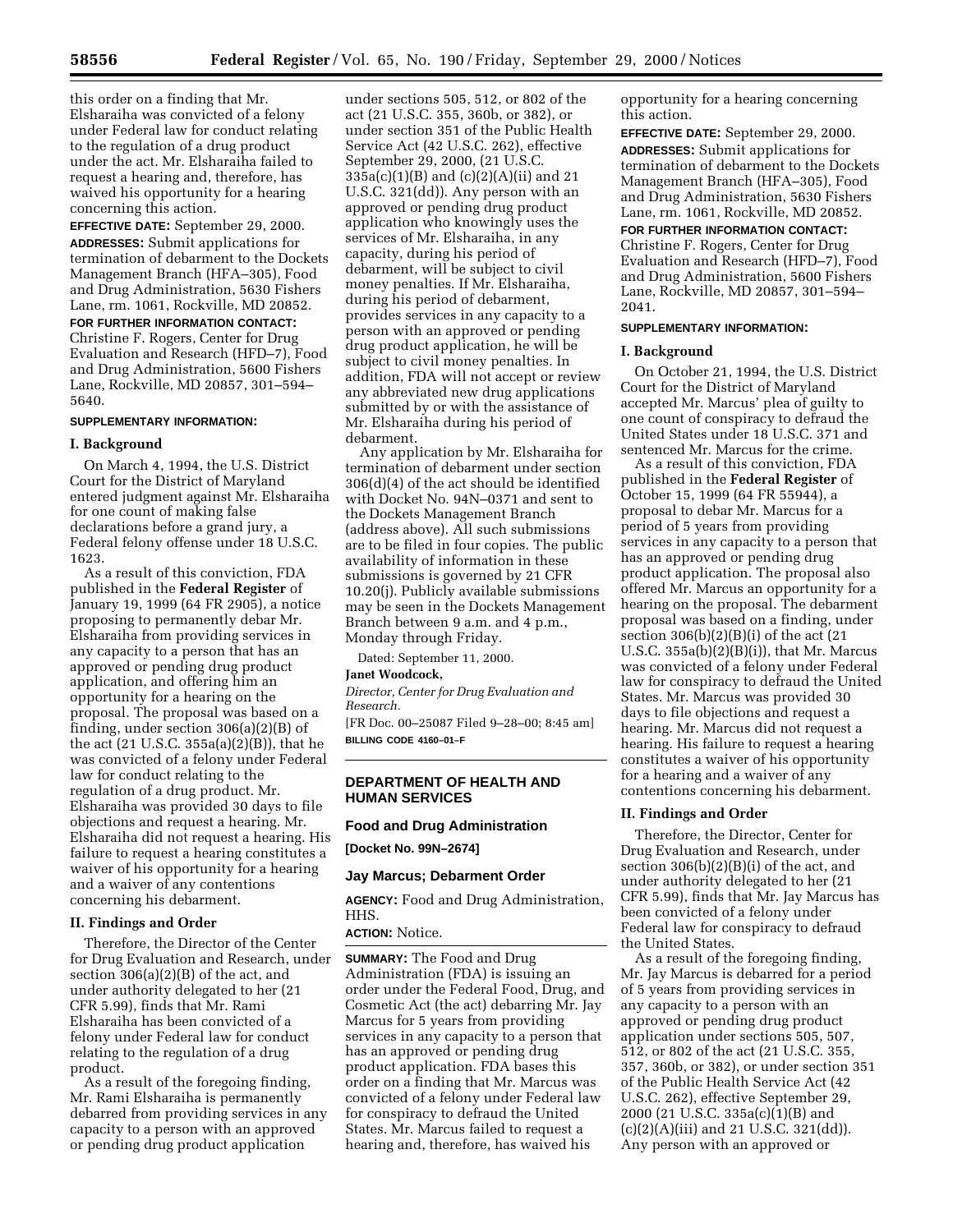this order on a finding that Mr. Elsharaiha was convicted of a felony under Federal law for conduct relating to the regulation of a drug product under the act. Mr. Elsharaiha failed to request a hearing and, therefore, has waived his opportunity for a hearing concerning this action.

**EFFECTIVE DATE:** September 29, 2000.

**ADDRESSES:** Submit applications for termination of debarment to the Dockets Management Branch (HFA–305), Food and Drug Administration, 5630 Fishers Lane, rm. 1061, Rockville, MD 20852.

**FOR FURTHER INFORMATION CONTACT:** Christine F. Rogers, Center for Drug Evaluation and Research (HFD–7), Food and Drug Administration, 5600 Fishers Lane, Rockville, MD 20857, 301–594–5640.

**SUPPLEMENTARY INFORMATION:**

**I. Background**

On March 4, 1994, the U.S. District Court for the District of Maryland entered judgment against Mr. Elsharaiha for one count of making false declarations before a grand jury, a Federal felony offense under 18 U.S.C. 1623.

As a result of this conviction, FDA published in the **Federal Register** of January 19, 1999 (64 FR 2905), a notice proposing to permanently debar Mr. Elsharaiha from providing services in any capacity to a person that has an approved or pending drug product application, and offering him an opportunity for a hearing on the proposal. The proposal was based on a finding, under section 306(a)(2)(B) of the act (21 U.S.C. 355a(a)(2)(B)), that he was convicted of a felony under Federal law for conduct relating to the regulation of a drug product. Mr. Elsharaiha was provided 30 days to file objections and request a hearing. Mr. Elsharaiha did not request a hearing. His failure to request a hearing constitutes a waiver of his opportunity for a hearing and a waiver of any contentions concerning his debarment.

**II. Findings and Order**

Therefore, the Director of the Center for Drug Evaluation and Research, under section 306(a)(2)(B) of the act, and under authority delegated to her (21 CFR 5.99), finds that Mr. Rami Elsharaiha has been convicted of a felony under Federal law for conduct relating to the regulation of a drug product.

As a result of the foregoing finding, Mr. Rami Elsharaiha is permanently debarred from providing services in any capacity to a person with an approved or pending drug product application under sections 505, 512, or 802 of the act (21 U.S.C. 355, 360b, or 382), or under section 351 of the Public Health Service Act (42 U.S.C. 262), effective September 29, 2000, (21 U.S.C. 335a(c)(1)(B) and (c)(2)(A)(ii) and 21 U.S.C. 321(dd)). Any person with an approved or pending drug product application who knowingly uses the services of Mr. Elsharaiha, in any capacity, during his period of debarment, will be subject to civil money penalties. If Mr. Elsharaiha, during his period of debarment, provides services in any capacity to a person with an approved or pending drug product application, he will be subject to civil money penalties. In addition, FDA will not accept or review any abbreviated new drug applications submitted by or with the assistance of Mr. Elsharaiha during his period of debarment.

Any application by Mr. Elsharaiha for termination of debarment under section 306(d)(4) of the act should be identified with Docket No. 94N–0371 and sent to the Dockets Management Branch (address above). All such submissions are to be filed in four copies. The public availability of information in these submissions is governed by 21 CFR 10.20(j). Publicly available submissions may be seen in the Dockets Management Branch between 9 a.m. and 4 p.m., Monday through Friday.

Dated: September 11, 2000.

**Janet Woodcock,**

*Director, Center for Drug Evaluation and Research.*

[FR Doc. 00–25087 Filed 9–28–00; 8:45 am]

**BILLING CODE 4160–01–F**

---

## DEPARTMENT OF HEALTH AND HUMAN SERVICES

### Food and Drug Administration

**[Docket No. 99N–2674]**

### Jay Marcus; Debarment Order

**AGENCY:** Food and Drug Administration, HHS.

**ACTION:** Notice.

**SUMMARY:** The Food and Drug Administration (FDA) is issuing an order under the Federal Food, Drug, and Cosmetic Act (the act) debarring Mr. Jay Marcus for 5 years from providing services in any capacity to a person that has an approved or pending drug product application. FDA bases this order on a finding that Mr. Marcus was convicted of a felony under Federal law for conspiracy to defraud the United States. Mr. Marcus failed to request a hearing and, therefore, has waived his opportunity for a hearing concerning this action.

**EFFECTIVE DATE:** September 29, 2000.

**ADDRESSES:** Submit applications for termination of debarment to the Dockets Management Branch (HFA–305), Food and Drug Administration, 5630 Fishers Lane, rm. 1061, Rockville, MD 20852.

**FOR FURTHER INFORMATION CONTACT:** Christine F. Rogers, Center for Drug Evaluation and Research (HFD–7), Food and Drug Administration, 5600 Fishers Lane, Rockville, MD 20857, 301–594–2041.

**SUPPLEMENTARY INFORMATION:**

**I. Background**

On October 21, 1994, the U.S. District Court for the District of Maryland accepted Mr. Marcus' plea of guilty to one count of conspiracy to defraud the United States under 18 U.S.C. 371 and sentenced Mr. Marcus for the crime.

As a result of this conviction, FDA published in the **Federal Register** of October 15, 1999 (64 FR 55944), a proposal to debar Mr. Marcus for a period of 5 years from providing services in any capacity to a person that has an approved or pending drug product application. The proposal also offered Mr. Marcus an opportunity for a hearing on the proposal. The debarment proposal was based on a finding, under section 306(b)(2)(B)(i) of the act (21 U.S.C. 355a(b)(2)(B)(i)), that Mr. Marcus was convicted of a felony under Federal law for conspiracy to defraud the United States. Mr. Marcus was provided 30 days to file objections and request a hearing. Mr. Marcus did not request a hearing. His failure to request a hearing constitutes a waiver of his opportunity for a hearing and a waiver of any contentions concerning his debarment.

**II. Findings and Order**

Therefore, the Director, Center for Drug Evaluation and Research, under section 306(b)(2)(B)(i) of the act, and under authority delegated to her (21 CFR 5.99), finds that Mr. Jay Marcus has been convicted of a felony under Federal law for conspiracy to defraud the United States.

As a result of the foregoing finding, Mr. Jay Marcus is debarred for a period of 5 years from providing services in any capacity to a person with an approved or pending drug product application under sections 505, 507, 512, or 802 of the act (21 U.S.C. 355, 357, 360b, or 382), or under section 351 of the Public Health Service Act (42 U.S.C. 262), effective September 29, 2000 (21 U.S.C. 335a(c)(1)(B) and (c)(2)(A)(iii) and 21 U.S.C. 321(dd)). Any person with an approved or